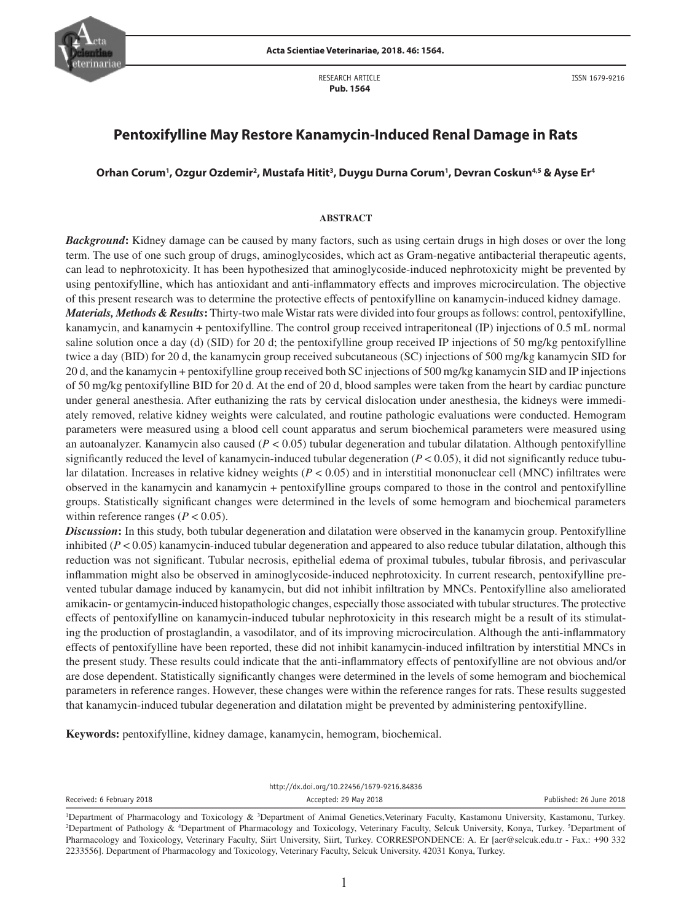RESEARCH ARTICLE
**Pub. 1564**

ISSN 1679-9216

# Pentoxifylline May Restore Kanamycin-Induced Renal Damage in Rats

**Orhan Corum[1], Ozgur Ozdemir[2], Mustafa Hitit[3], Duygu Durna Corum[1], Devran Coskun[4,5] & Ayse Er[4]**

## ABSTRACT

***Background*:** Kidney damage can be caused by many factors, such as using certain drugs in high doses or over the long term. The use of one such group of drugs, aminoglycosides, which act as Gram-negative antibacterial therapeutic agents, can lead to nephrotoxicity. It has been hypothesized that aminoglycoside-induced nephrotoxicity might be prevented by using pentoxifylline, which has antioxidant and anti-inflammatory effects and improves microcirculation. The objective of this present research was to determine the protective effects of pentoxifylline on kanamycin-induced kidney damage.

***Materials, Methods & Results*:** Thirty-two male Wistar rats were divided into four groups as follows: control, pentoxifylline, kanamycin, and kanamycin + pentoxifylline. The control group received intraperitoneal (IP) injections of 0.5 mL normal saline solution once a day (d) (SID) for 20 d; the pentoxifylline group received IP injections of 50 mg/kg pentoxifylline twice a day (BID) for 20 d, the kanamycin group received subcutaneous (SC) injections of 500 mg/kg kanamycin SID for 20 d, and the kanamycin + pentoxifylline group received both SC injections of 500 mg/kg kanamycin SID and IP injections of 50 mg/kg pentoxifylline BID for 20 d. At the end of 20 d, blood samples were taken from the heart by cardiac puncture under general anesthesia. After euthanizing the rats by cervical dislocation under anesthesia, the kidneys were immediately removed, relative kidney weights were calculated, and routine pathologic evaluations were conducted. Hemogram parameters were measured using a blood cell count apparatus and serum biochemical parameters were measured using an autoanalyzer. Kanamycin also caused ($P < 0.05$) tubular degeneration and tubular dilatation. Although pentoxifylline significantly reduced the level of kanamycin-induced tubular degeneration ($P < 0.05$), it did not significantly reduce tubular dilatation. Increases in relative kidney weights ($P < 0.05$) and in interstitial mononuclear cell (MNC) infiltrates were observed in the kanamycin and kanamycin + pentoxifylline groups compared to those in the control and pentoxifylline groups. Statistically significant changes were determined in the levels of some hemogram and biochemical parameters within reference ranges ($P < 0.05$).

***Discussion*:** In this study, both tubular degeneration and dilatation were observed in the kanamycin group. Pentoxifylline inhibited ($P < 0.05$) kanamycin-induced tubular degeneration and appeared to also reduce tubular dilatation, although this reduction was not significant. Tubular necrosis, epithelial edema of proximal tubules, tubular fibrosis, and perivascular inflammation might also be observed in aminoglycoside-induced nephrotoxicity. In current research, pentoxifylline prevented tubular damage induced by kanamycin, but did not inhibit infiltration by MNCs. Pentoxifylline also ameliorated amikacin- or gentamycin-induced histopathologic changes, especially those associated with tubular structures. The protective effects of pentoxifylline on kanamycin-induced tubular nephrotoxicity in this research might be a result of its stimulating the production of prostaglandin, a vasodilator, and of its improving microcirculation. Although the anti-inflammatory effects of pentoxifylline have been reported, these did not inhibit kanamycin-induced infiltration by interstitial MNCs in the present study. These results could indicate that the anti-inflammatory effects of pentoxifylline are not obvious and/or are dose dependent. Statistically significantly changes were determined in the levels of some hemogram and biochemical parameters in reference ranges. However, these changes were within the reference ranges for rats. These results suggested that kanamycin-induced tubular degeneration and dilatation might be prevented by administering pentoxifylline.

**Keywords:** pentoxifylline, kidney damage, kanamycin, hemogram, biochemical.

http://dx.doi.org/10.22456/1679-9216.84836

Received: 6 February 2018 | Accepted: 29 May 2018 | Published: 26 June 2018

[1]Department of Pharmacology and Toxicology & [3]Department of Animal Genetics,Veterinary Faculty, Kastamonu University, Kastamonu, Turkey. [2]Department of Pathology & [4]Department of Pharmacology and Toxicology, Veterinary Faculty, Selcuk University, Konya, Turkey. [5]Department of Pharmacology and Toxicology, Veterinary Faculty, Siirt University, Siirt, Turkey. CORRESPONDENCE: A. Er [aer@selcuk.edu.tr - Fax.: +90 332 2233556]. Department of Pharmacology and Toxicology, Veterinary Faculty, Selcuk University. 42031 Konya, Turkey.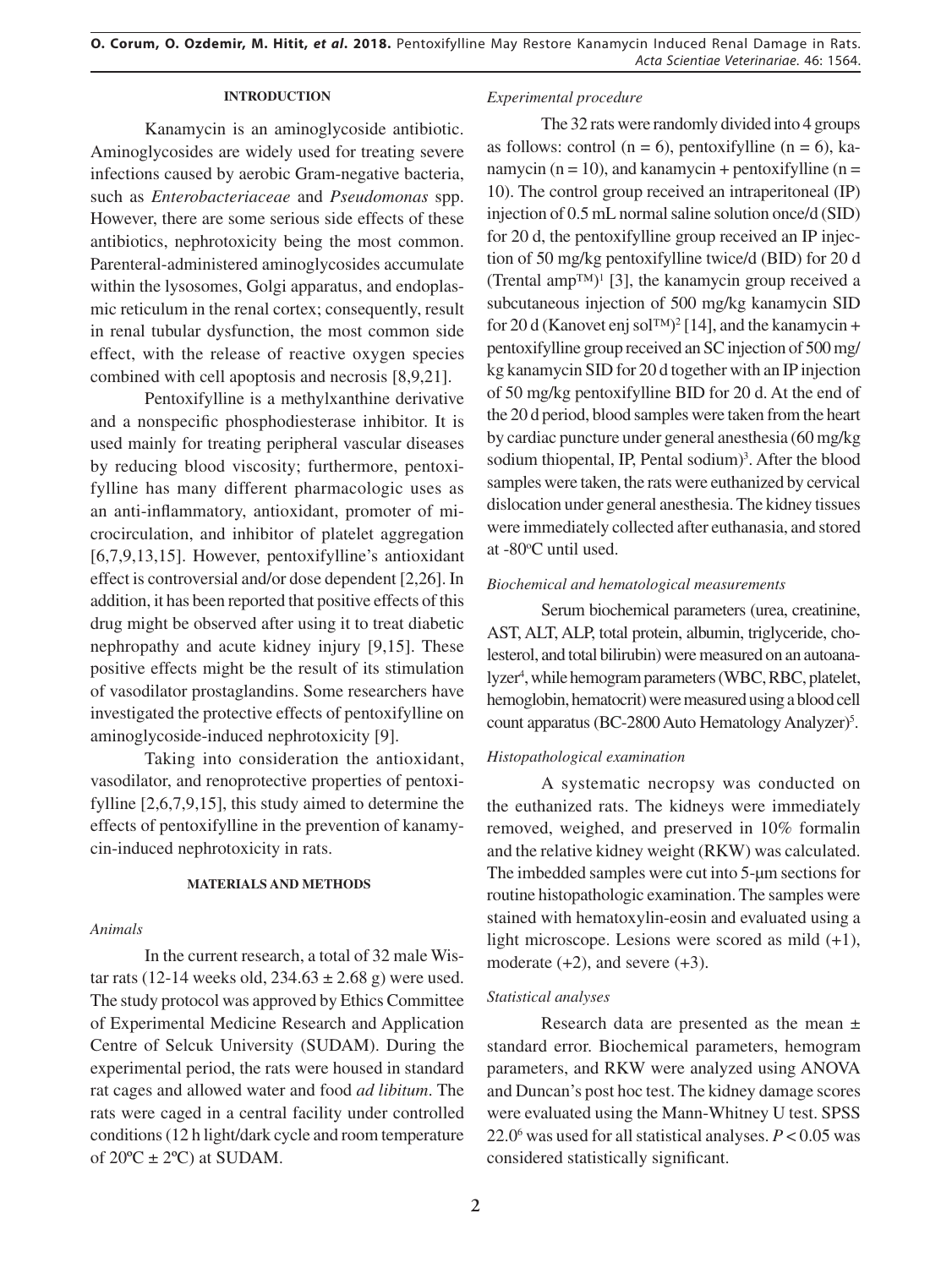## INTRODUCTION

Kanamycin is an aminoglycoside antibiotic. Aminoglycosides are widely used for treating severe infections caused by aerobic Gram-negative bacteria, such as *Enterobacteriaceae* and *Pseudomonas* spp. However, there are some serious side effects of these antibiotics, nephrotoxicity being the most common. Parenteral-administered aminoglycosides accumulate within the lysosomes, Golgi apparatus, and endoplasmic reticulum in the renal cortex; consequently, result in renal tubular dysfunction, the most common side effect, with the release of reactive oxygen species combined with cell apoptosis and necrosis [8,9,21].

Pentoxifylline is a methylxanthine derivative and a nonspecific phosphodiesterase inhibitor. It is used mainly for treating peripheral vascular diseases by reducing blood viscosity; furthermore, pentoxifylline has many different pharmacologic uses as an anti-inflammatory, antioxidant, promoter of microcirculation, and inhibitor of platelet aggregation [6,7,9,13,15]. However, pentoxifylline's antioxidant effect is controversial and/or dose dependent [2,26]. In addition, it has been reported that positive effects of this drug might be observed after using it to treat diabetic nephropathy and acute kidney injury [9,15]. These positive effects might be the result of its stimulation of vasodilator prostaglandins. Some researchers have investigated the protective effects of pentoxifylline on aminoglycoside-induced nephrotoxicity [9].

Taking into consideration the antioxidant, vasodilator, and renoprotective properties of pentoxifylline [2,6,7,9,15], this study aimed to determine the effects of pentoxifylline in the prevention of kanamycin-induced nephrotoxicity in rats.

## MATERIALS AND METHODS

### *Animals*

In the current research, a total of 32 male Wistar rats (12-14 weeks old, 234.63 ± 2.68 g) were used. The study protocol was approved by Ethics Committee of Experimental Medicine Research and Application Centre of Selcuk University (SUDAM). During the experimental period, the rats were housed in standard rat cages and allowed water and food *ad libitum*. The rats were caged in a central facility under controlled conditions (12 h light/dark cycle and room temperature of 20ºC ± 2ºC) at SUDAM.

### *Experimental procedure*

The 32 rats were randomly divided into 4 groups as follows: control (n = 6), pentoxifylline (n = 6), kanamycin (n = 10), and kanamycin + pentoxifylline (n = 10). The control group received an intraperitoneal (IP) injection of 0.5 mL normal saline solution once/d (SID) for 20 d, the pentoxifylline group received an IP injection of 50 mg/kg pentoxifylline twice/d (BID) for 20 d (Trental amp™)[1] [3], the kanamycin group received a subcutaneous injection of 500 mg/kg kanamycin SID for 20 d (Kanovet enj sol™)[2] [14], and the kanamycin + pentoxifylline group received an SC injection of 500 mg/kg kanamycin SID for 20 d together with an IP injection of 50 mg/kg pentoxifylline BID for 20 d. At the end of the 20 d period, blood samples were taken from the heart by cardiac puncture under general anesthesia (60 mg/kg sodium thiopental, IP, Pental sodium)[3]. After the blood samples were taken, the rats were euthanized by cervical dislocation under general anesthesia. The kidney tissues were immediately collected after euthanasia, and stored at -80ºC until used.

### *Biochemical and hematological measurements*

Serum biochemical parameters (urea, creatinine, AST, ALT, ALP, total protein, albumin, triglyceride, cholesterol, and total bilirubin) were measured on an autoanalyzer[4], while hemogram parameters (WBC, RBC, platelet, hemoglobin, hematocrit) were measured using a blood cell count apparatus (BC-2800 Auto Hematology Analyzer)[5].

### *Histopathological examination*

A systematic necropsy was conducted on the euthanized rats. The kidneys were immediately removed, weighed, and preserved in 10% formalin and the relative kidney weight (RKW) was calculated. The imbedded samples were cut into 5-µm sections for routine histopathologic examination. The samples were stained with hematoxylin-eosin and evaluated using a light microscope. Lesions were scored as mild (+1), moderate (+2), and severe (+3).

### *Statistical analyses*

Research data are presented as the mean ± standard error. Biochemical parameters, hemogram parameters, and RKW were analyzed using ANOVA and Duncan's post hoc test. The kidney damage scores were evaluated using the Mann-Whitney U test. SPSS 22.0[6] was used for all statistical analyses. $P < 0.05$ was considered statistically significant.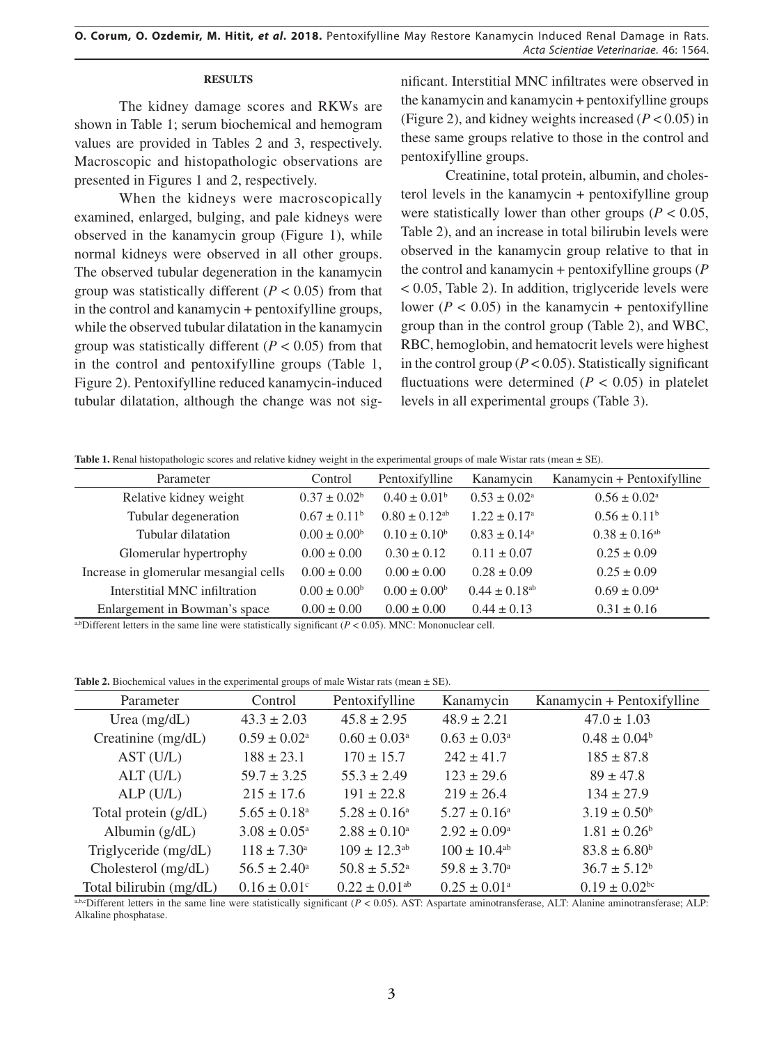**RESULTS**

The kidney damage scores and RKWs are shown in Table 1; serum biochemical and hemogram values are provided in Tables 2 and 3, respectively. Macroscopic and histopathologic observations are presented in Figures 1 and 2, respectively.

When the kidneys were macroscopically examined, enlarged, bulging, and pale kidneys were observed in the kanamycin group (Figure 1), while normal kidneys were observed in all other groups. The observed tubular degeneration in the kanamycin group was statistically different ($P < 0.05$) from that in the control and kanamycin + pentoxifylline groups, while the observed tubular dilatation in the kanamycin group was statistically different ($P < 0.05$) from that in the control and pentoxifylline groups (Table 1, Figure 2). Pentoxifylline reduced kanamycin-induced tubular dilatation, although the change was not significant. Interstitial MNC infiltrates were observed in the kanamycin and kanamycin + pentoxifylline groups (Figure 2), and kidney weights increased ($P < 0.05$) in these same groups relative to those in the control and pentoxifylline groups.

Creatinine, total protein, albumin, and cholesterol levels in the kanamycin + pentoxifylline group were statistically lower than other groups ($P < 0.05$, Table 2), and an increase in total bilirubin levels were observed in the kanamycin group relative to that in the control and kanamycin + pentoxifylline groups ($P < 0.05$, Table 2). In addition, triglyceride levels were lower ($P < 0.05$) in the kanamycin + pentoxifylline group than in the control group (Table 2), and WBC, RBC, hemoglobin, and hematocrit levels were highest in the control group ($P < 0.05$). Statistically significant fluctuations were determined ($P < 0.05$) in platelet levels in all experimental groups (Table 3).

**Table 1.** Renal histopathologic scores and relative kidney weight in the experimental groups of male Wistar rats (mean ± SE).

| Parameter | Control | Pentoxifylline | Kanamycin | Kanamycin + Pentoxifylline |
|---|---|---|---|---|
| Relative kidney weight | $0.37 \pm 0.02^{b}$ | $0.40 \pm 0.01^{b}$ | $0.53 \pm 0.02^{a}$ | $0.56 \pm 0.02^{a}$ |
| Tubular degeneration | $0.67 \pm 0.11^{b}$ | $0.80 \pm 0.12^{ab}$ | $1.22 \pm 0.17^{a}$ | $0.56 \pm 0.11^{b}$ |
| Tubular dilatation | $0.00 \pm 0.00^{b}$ | $0.10 \pm 0.10^{b}$ | $0.83 \pm 0.14^{a}$ | $0.38 \pm 0.16^{ab}$ |
| Glomerular hypertrophy | 0.00 ± 0.00 | 0.30 ± 0.12 | 0.11 ± 0.07 | 0.25 ± 0.09 |
| Increase in glomerular mesangial cells | 0.00 ± 0.00 | 0.00 ± 0.00 | 0.28 ± 0.09 | 0.25 ± 0.09 |
| Interstitial MNC infiltration | $0.00 \pm 0.00^{b}$ | $0.00 \pm 0.00^{b}$ | $0.44 \pm 0.18^{ab}$ | $0.69 \pm 0.09^{a}$ |
| Enlargement in Bowman's space | 0.00 ± 0.00 | 0.00 ± 0.00 | 0.44 ± 0.13 | 0.31 ± 0.16 |

[a,b]Different letters in the same line were statistically significant ($P < 0.05$). MNC: Mononuclear cell.

**Table 2.** Biochemical values in the experimental groups of male Wistar rats (mean ± SE).

| Parameter | Control | Pentoxifylline | Kanamycin | Kanamycin + Pentoxifylline |
|---|---|---|---|---|
| Urea (mg/dL) | 43.3 ± 2.03 | 45.8 ± 2.95 | 48.9 ± 2.21 | 47.0 ± 1.03 |
| Creatinine (mg/dL) | $0.59 \pm 0.02^{a}$ | $0.60 \pm 0.03^{a}$ | $0.63 \pm 0.03^{a}$ | $0.48 \pm 0.04^{b}$ |
| AST (U/L) | 188 ± 23.1 | 170 ± 15.7 | 242 ± 41.7 | 185 ± 87.8 |
| ALT (U/L) | 59.7 ± 3.25 | 55.3 ± 2.49 | 123 ± 29.6 | 89 ± 47.8 |
| ALP (U/L) | 215 ± 17.6 | 191 ± 22.8 | 219 ± 26.4 | 134 ± 27.9 |
| Total protein (g/dL) | $5.65 \pm 0.18^{a}$ | $5.28 \pm 0.16^{a}$ | $5.27 \pm 0.16^{a}$ | $3.19 \pm 0.50^{b}$ |
| Albumin (g/dL) | $3.08 \pm 0.05^{a}$ | $2.88 \pm 0.10^{a}$ | $2.92 \pm 0.09^{a}$ | $1.81 \pm 0.26^{b}$ |
| Triglyceride (mg/dL) | $118 \pm 7.30^{a}$ | $109 \pm 12.3^{ab}$ | $100 \pm 10.4^{ab}$ | $83.8 \pm 6.80^{b}$ |
| Cholesterol (mg/dL) | $56.5 \pm 2.40^{a}$ | $50.8 \pm 5.52^{a}$ | $59.8 \pm 3.70^{a}$ | $36.7 \pm 5.12^{b}$ |
| Total bilirubin (mg/dL) | $0.16 \pm 0.01^{c}$ | $0.22 \pm 0.01^{ab}$ | $0.25 \pm 0.01^{a}$ | $0.19 \pm 0.02^{bc}$ |

[a,b,c]Different letters in the same line were statistically significant ($P < 0.05$). AST: Aspartate aminotransferase, ALT: Alanine aminotransferase; ALP: Alkaline phosphatase.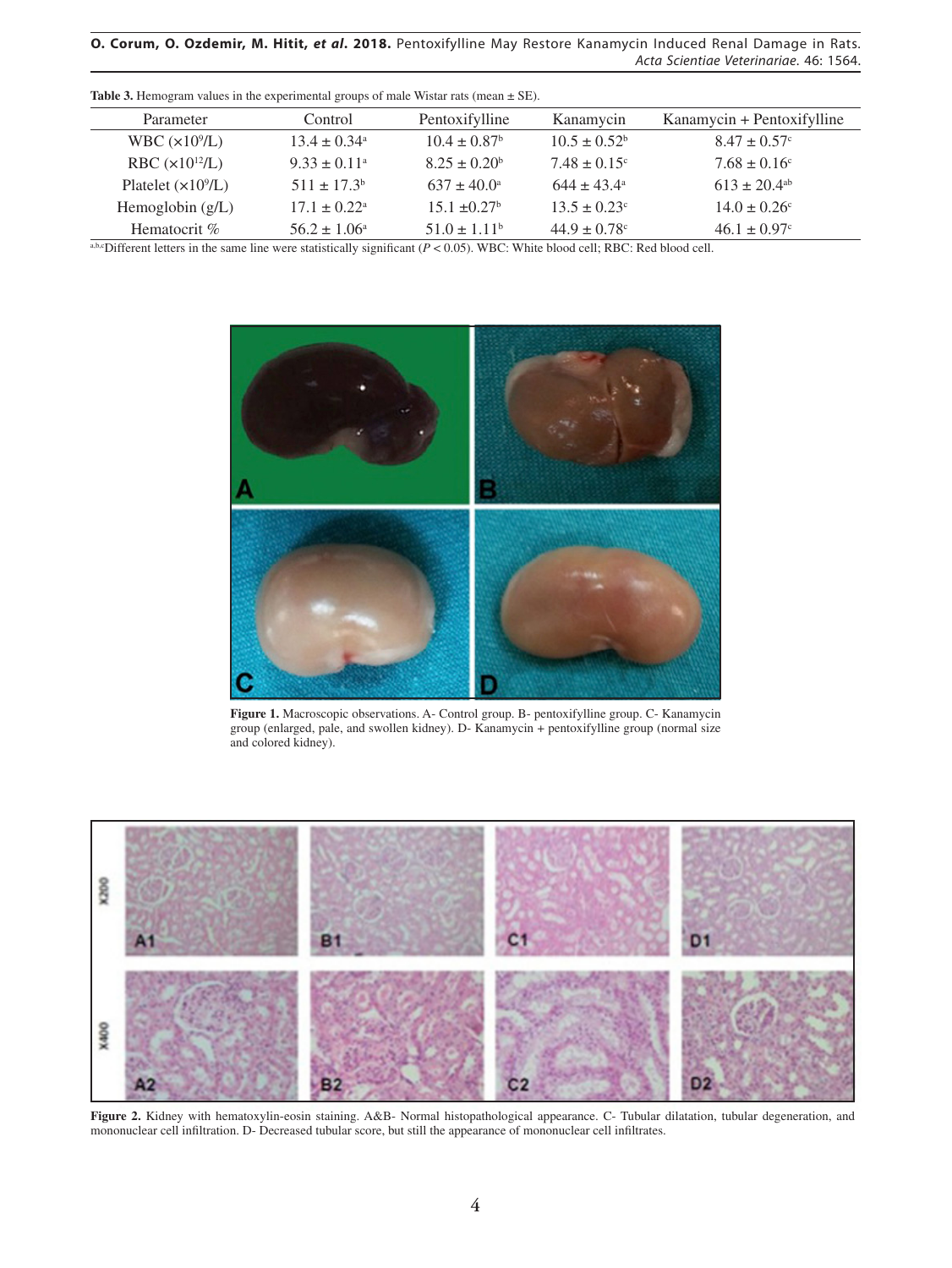**Table 3.** Hemogram values in the experimental groups of male Wistar rats (mean ± SE).

| Parameter | Control | Pentoxifylline | Kanamycin | Kanamycin + Pentoxifylline |
|---|---|---|---|---|
| WBC ($\times 10^9$/L) | 13.4 ± 0.34[a] | 10.4 ± 0.87[b] | 10.5 ± 0.52[b] | 8.47 ± 0.57[c] |
| RBC ($\times 10^{12}$/L) | 9.33 ± 0.11[a] | 8.25 ± 0.20[b] | 7.48 ± 0.15[c] | 7.68 ± 0.16[c] |
| Platelet ($\times 10^9$/L) | 511 ± 17.3[b] | 637 ± 40.0[a] | 644 ± 43.4[a] | 613 ± 20.4[ab] |
| Hemoglobin (g/L) | 17.1 ± 0.22[a] | 15.1 ±0.27[b] | 13.5 ± 0.23[c] | 14.0 ± 0.26[c] |
| Hematocrit % | 56.2 ± 1.06[a] | 51.0 ± 1.11[b] | 44.9 ± 0.78[c] | 46.1 ± 0.97[c] |

[a,b,c]Different letters in the same line were statistically significant ($P < 0.05$). WBC: White blood cell; RBC: Red blood cell.

**Figure 1.** Macroscopic observations. A- Control group. B- pentoxifylline group. C- Kanamycin group (enlarged, pale, and swollen kidney). D- Kanamycin + pentoxifylline group (normal size and colored kidney).

**Figure 2.** Kidney with hematoxylin-eosin staining. A&B- Normal histopathological appearance. C- Tubular dilatation, tubular degeneration, and mononuclear cell infiltration. D- Decreased tubular score, but still the appearance of mononuclear cell infiltrates.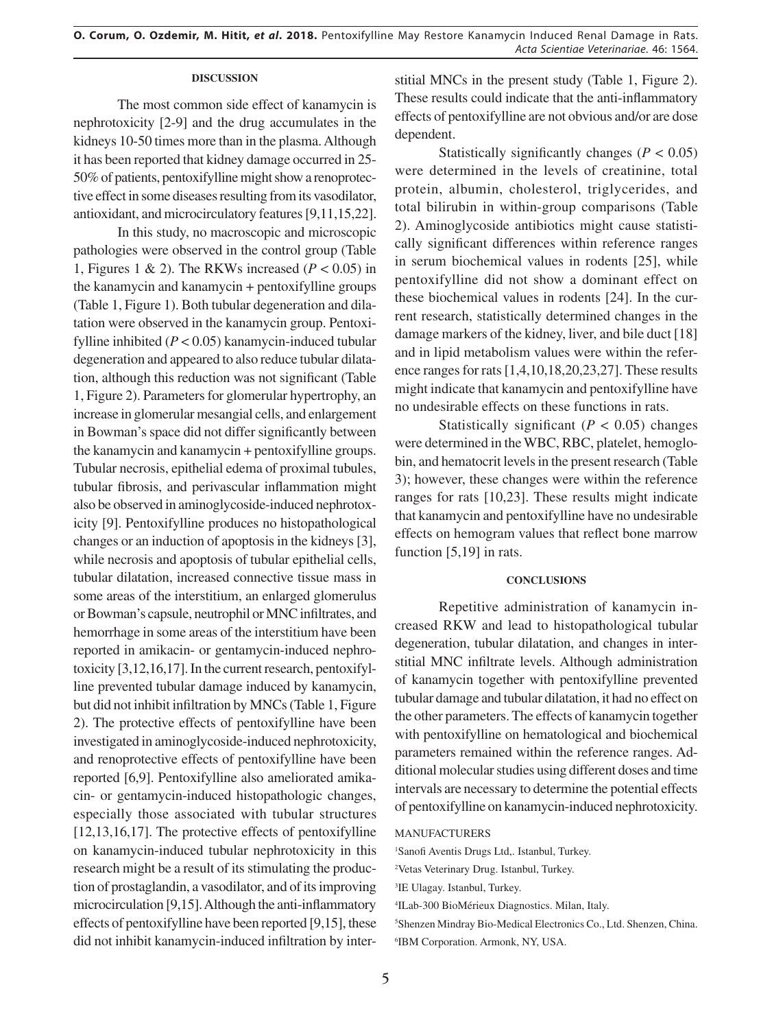## DISCUSSION

The most common side effect of kanamycin is nephrotoxicity [2-9] and the drug accumulates in the kidneys 10-50 times more than in the plasma. Although it has been reported that kidney damage occurred in 25-50% of patients, pentoxifylline might show a renoprotective effect in some diseases resulting from its vasodilator, antioxidant, and microcirculatory features [9,11,15,22].

In this study, no macroscopic and microscopic pathologies were observed in the control group (Table 1, Figures 1 & 2). The RKWs increased ($P < 0.05$) in the kanamycin and kanamycin + pentoxifylline groups (Table 1, Figure 1). Both tubular degeneration and dilatation were observed in the kanamycin group. Pentoxifylline inhibited ($P < 0.05$) kanamycin-induced tubular degeneration and appeared to also reduce tubular dilatation, although this reduction was not significant (Table 1, Figure 2). Parameters for glomerular hypertrophy, an increase in glomerular mesangial cells, and enlargement in Bowman's space did not differ significantly between the kanamycin and kanamycin + pentoxifylline groups. Tubular necrosis, epithelial edema of proximal tubules, tubular fibrosis, and perivascular inflammation might also be observed in aminoglycoside-induced nephrotoxicity [9]. Pentoxifylline produces no histopathological changes or an induction of apoptosis in the kidneys [3], while necrosis and apoptosis of tubular epithelial cells, tubular dilatation, increased connective tissue mass in some areas of the interstitium, an enlarged glomerulus or Bowman's capsule, neutrophil or MNC infiltrates, and hemorrhage in some areas of the interstitium have been reported in amikacin- or gentamycin-induced nephrotoxicity [3,12,16,17]. In the current research, pentoxifylline prevented tubular damage induced by kanamycin, but did not inhibit infiltration by MNCs (Table 1, Figure 2). The protective effects of pentoxifylline have been investigated in aminoglycoside-induced nephrotoxicity, and renoprotective effects of pentoxifylline have been reported [6,9]. Pentoxifylline also ameliorated amikacin- or gentamycin-induced histopathologic changes, especially those associated with tubular structures [12,13,16,17]. The protective effects of pentoxifylline on kanamycin-induced tubular nephrotoxicity in this research might be a result of its stimulating the production of prostaglandin, a vasodilator, and of its improving microcirculation [9,15]. Although the anti-inflammatory effects of pentoxifylline have been reported [9,15], these did not inhibit kanamycin-induced infiltration by interstitial MNCs in the present study (Table 1, Figure 2). These results could indicate that the anti-inflammatory effects of pentoxifylline are not obvious and/or are dose dependent.

Statistically significantly changes ($P < 0.05$) were determined in the levels of creatinine, total protein, albumin, cholesterol, triglycerides, and total bilirubin in within-group comparisons (Table 2). Aminoglycoside antibiotics might cause statistically significant differences within reference ranges in serum biochemical values in rodents [25], while pentoxifylline did not show a dominant effect on these biochemical values in rodents [24]. In the current research, statistically determined changes in the damage markers of the kidney, liver, and bile duct [18] and in lipid metabolism values were within the reference ranges for rats [1,4,10,18,20,23,27]. These results might indicate that kanamycin and pentoxifylline have no undesirable effects on these functions in rats.

Statistically significant ($P < 0.05$) changes were determined in the WBC, RBC, platelet, hemoglobin, and hematocrit levels in the present research (Table 3); however, these changes were within the reference ranges for rats [10,23]. These results might indicate that kanamycin and pentoxifylline have no undesirable effects on hemogram values that reflect bone marrow function [5,19] in rats.

## CONCLUSIONS

Repetitive administration of kanamycin increased RKW and lead to histopathological tubular degeneration, tubular dilatation, and changes in interstitial MNC infiltrate levels. Although administration of kanamycin together with pentoxifylline prevented tubular damage and tubular dilatation, it had no effect on the other parameters. The effects of kanamycin together with pentoxifylline on hematological and biochemical parameters remained within the reference ranges. Additional molecular studies using different doses and time intervals are necessary to determine the potential effects of pentoxifylline on kanamycin-induced nephrotoxicity.

MANUFACTURERS

[1]Sanofi Aventis Drugs Ltd,. Istanbul, Turkey.

[2]Vetas Veterinary Drug. Istanbul, Turkey.

[3]IE Ulagay. Istanbul, Turkey.

[4]ILab-300 BioMérieux Diagnostics. Milan, Italy.

[5]Shenzen Mindray Bio-Medical Electronics Co., Ltd. Shenzen, China.

[6]IBM Corporation. Armonk, NY, USA.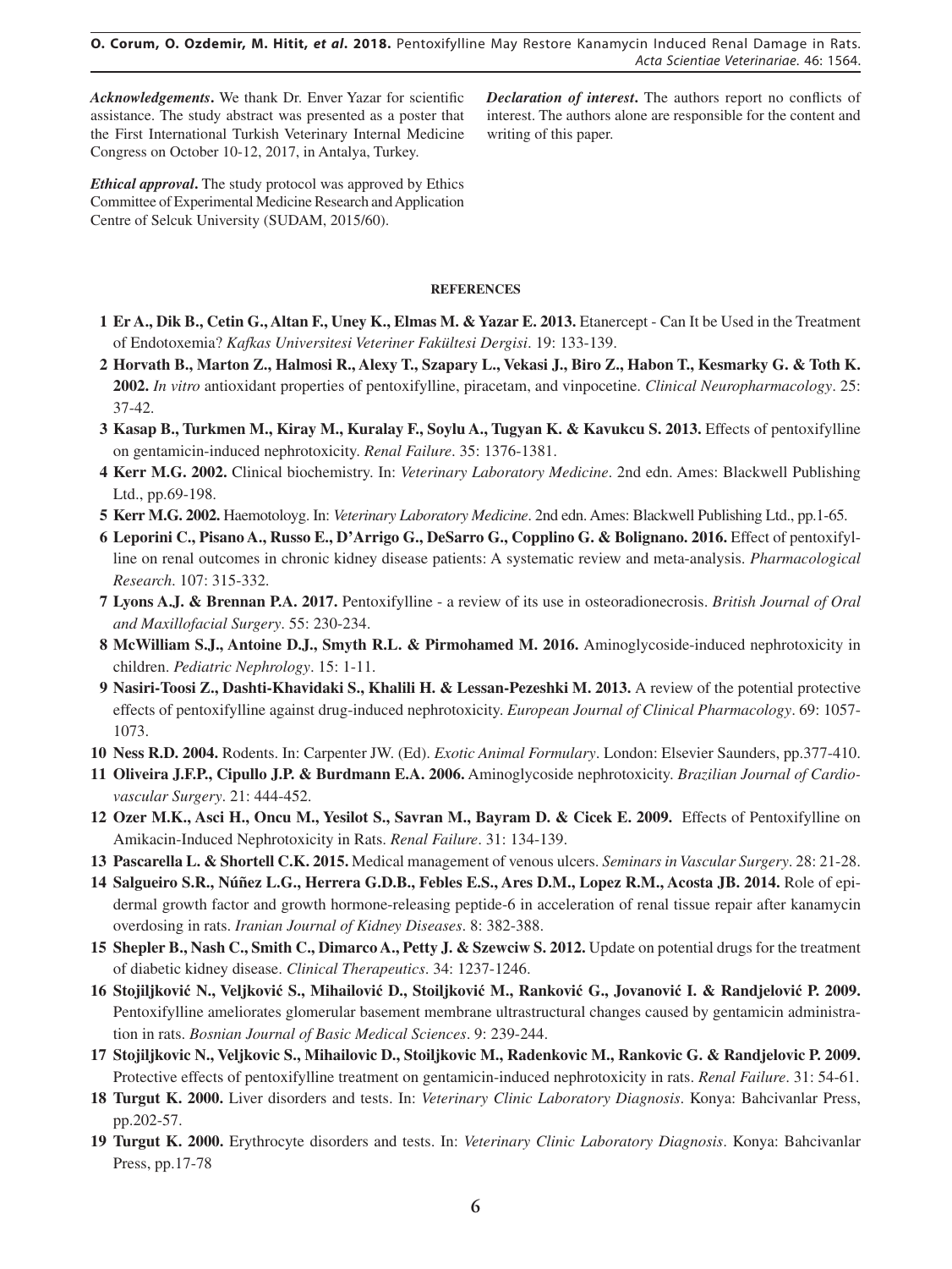***Acknowledgements*.** We thank Dr. Enver Yazar for scientific assistance. The study abstract was presented as a poster that the First International Turkish Veterinary Internal Medicine Congress on October 10-12, 2017, in Antalya, Turkey.

***Ethical approval*.** The study protocol was approved by Ethics Committee of Experimental Medicine Research and Application Centre of Selcuk University (SUDAM, 2015/60).

***Declaration of interest*.** The authors report no conflicts of interest. The authors alone are responsible for the content and writing of this paper.

## REFERENCES

1 **Er A., Dik B., Cetin G., Altan F., Uney K., Elmas M. & Yazar E. 2013.** Etanercept - Can It be Used in the Treatment of Endotoxemia? *Kafkas Universitesi Veteriner Fakültesi Dergisi*. 19: 133-139.

2 **Horvath B., Marton Z., Halmosi R., Alexy T., Szapary L., Vekasi J., Biro Z., Habon T., Kesmarky G. & Toth K. 2002.** *In vitro* antioxidant properties of pentoxifylline, piracetam, and vinpocetine. *Clinical Neuropharmacology*. 25: 37-42.

3 **Kasap B., Turkmen M., Kiray M., Kuralay F., Soylu A., Tugyan K. & Kavukcu S. 2013.** Effects of pentoxifylline on gentamicin-induced nephrotoxicity. *Renal Failure*. 35: 1376-1381.

4 **Kerr M.G. 2002.** Clinical biochemistry. In: *Veterinary Laboratory Medicine*. 2nd edn. Ames: Blackwell Publishing Ltd., pp.69-198.

5 **Kerr M.G. 2002.** Haemotoloyg. In: *Veterinary Laboratory Medicine*. 2nd edn. Ames: Blackwell Publishing Ltd., pp.1-65.

6 **Leporini C., Pisano A., Russo E., D'Arrigo G., DeSarro G., Copplino G. & Bolignano. 2016.** Effect of pentoxifylline on renal outcomes in chronic kidney disease patients: A systematic review and meta-analysis. *Pharmacological Research*. 107: 315-332.

7 **Lyons A.J. & Brennan P.A. 2017.** Pentoxifylline - a review of its use in osteoradionecrosis. *British Journal of Oral and Maxillofacial Surgery*. 55: 230-234.

8 **McWilliam S.J., Antoine D.J., Smyth R.L. & Pirmohamed M. 2016.** Aminoglycoside-induced nephrotoxicity in children. *Pediatric Nephrology*. 15: 1-11.

9 **Nasiri-Toosi Z., Dashti-Khavidaki S., Khalili H. & Lessan-Pezeshki M. 2013.** A review of the potential protective effects of pentoxifylline against drug-induced nephrotoxicity. *European Journal of Clinical Pharmacology*. 69: 1057-1073.

10 **Ness R.D. 2004.** Rodents. In: Carpenter JW. (Ed). *Exotic Animal Formulary*. London: Elsevier Saunders, pp.377-410.

11 **Oliveira J.F.P., Cipullo J.P. & Burdmann E.A. 2006.** Aminoglycoside nephrotoxicity. *Brazilian Journal of Cardiovascular Surgery*. 21: 444-452.

12 **Ozer M.K., Asci H., Oncu M., Yesilot S., Savran M., Bayram D. & Cicek E. 2009.** Effects of Pentoxifylline on Amikacin-Induced Nephrotoxicity in Rats. *Renal Failure*. 31: 134-139.

13 **Pascarella L. & Shortell C.K. 2015.** Medical management of venous ulcers. *Seminars in Vascular Surgery*. 28: 21-28.

14 **Salgueiro S.R., Núñez L.G., Herrera G.D.B., Febles E.S., Ares D.M., Lopez R.M., Acosta JB. 2014.** Role of epidermal growth factor and growth hormone-releasing peptide-6 in acceleration of renal tissue repair after kanamycin overdosing in rats. *Iranian Journal of Kidney Diseases*. 8: 382-388.

15 **Shepler B., Nash C., Smith C., Dimarco A., Petty J. & Szewciw S. 2012.** Update on potential drugs for the treatment of diabetic kidney disease. *Clinical Therapeutics*. 34: 1237-1246.

16 **Stojiljković N., Veljković S., Mihailović D., Stoiljković M., Ranković G., Jovanović I. & Randjelović P. 2009.** Pentoxifylline ameliorates glomerular basement membrane ultrastructural changes caused by gentamicin administration in rats. *Bosnian Journal of Basic Medical Sciences*. 9: 239-244.

17 **Stojiljkovic N., Veljkovic S., Mihailovic D., Stoiljkovic M., Radenkovic M., Rankovic G. & Randjelovic P. 2009.** Protective effects of pentoxifylline treatment on gentamicin-induced nephrotoxicity in rats. *Renal Failure*. 31: 54-61.

18 **Turgut K. 2000.** Liver disorders and tests. In: *Veterinary Clinic Laboratory Diagnosis*. Konya: Bahcivanlar Press, pp.202-57.

19 **Turgut K. 2000.** Erythrocyte disorders and tests. In: *Veterinary Clinic Laboratory Diagnosis*. Konya: Bahcivanlar Press, pp.17-78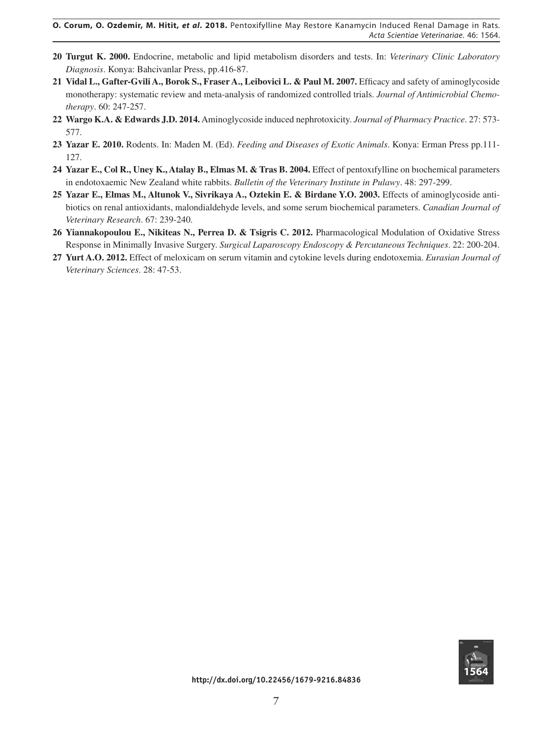20 **Turgut K. 2000.** Endocrine, metabolic and lipid metabolism disorders and tests. In: *Veterinary Clinic Laboratory Diagnosis*. Konya: Bahcivanlar Press, pp.416-87.

21 **Vidal L., Gafter-Gvili A., Borok S., Fraser A., Leibovici L. & Paul M. 2007.** Efficacy and safety of aminoglycoside monotherapy: systematic review and meta-analysis of randomized controlled trials. *Journal of Antimicrobial Chemotherapy*. 60: 247-257.

22 **Wargo K.A. & Edwards J.D. 2014.** Aminoglycoside induced nephrotoxicity. *Journal of Pharmacy Practice*. 27: 573-577.

23 **Yazar E. 2010.** Rodents. In: Maden M. (Ed). *Feeding and Diseases of Exotic Animals*. Konya: Erman Press pp.111-127.

24 **Yazar E., Col R., Uney K., Atalay B., Elmas M. & Tras B. 2004.** Effect of pentoxıfylline on bıochemical parameters in endotoxaemic New Zealand white rabbits. *Bulletin of the Veterinary Institute in Pulawy*. 48: 297-299.

25 **Yazar E., Elmas M., Altunok V., Sivrikaya A., Oztekin E. & Birdane Y.O. 2003.** Effects of aminoglycoside antibiotics on renal antioxidants, malondialdehyde levels, and some serum biochemical parameters. *Canadian Journal of Veterinary Research*. 67: 239-240.

26 **Yiannakopoulou E., Nikiteas N., Perrea D. & Tsigris C. 2012.** Pharmacological Modulation of Oxidative Stress Response in Minimally Invasive Surgery. *Surgical Laparoscopy Endoscopy & Percutaneous Techniques*. 22: 200-204.

27 **Yurt A.O. 2012.** Effect of meloxicam on serum vitamin and cytokine levels during endotoxemia. *Eurasian Journal of Veterinary Sciences*. 28: 47-53.

http://dx.doi.org/10.22456/1679-9216.84836